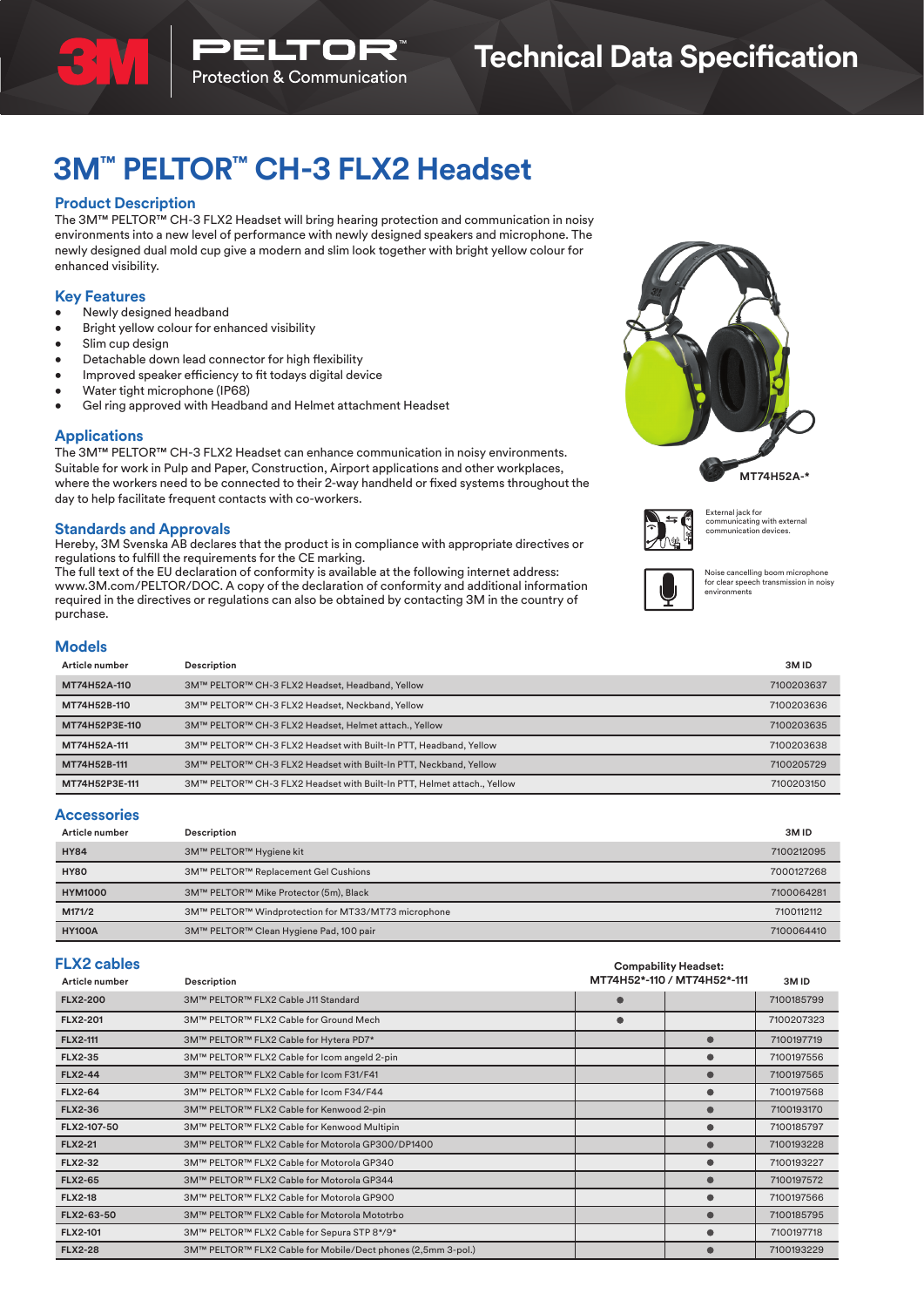# 3M™ PELTOR™ CH-3 FLX2 Headset

## Product Description

The 3M™ PELTOR™ CH-3 FLX2 Headset will bring hearing protection and communication in noisy environments into a new level of performance with newly designed speakers and microphone. The newly designed dual mold cup give a modern and slim look together with bright yellow colour for enhanced visibility.

## Key Features

- Newly designed headband
- Bright yellow colour for enhanced visibility
- Slim cup design
- Detachable down lead connector for high flexibility
- Improved speaker efficiency to fit todays digital device
- Water tight microphone (IP68)
- Gel ring approved with Headband and Helmet attachment Headset

## Applications

The 3M™ PELTOR™ CH-3 FLX2 Headset can enhance communication in noisy environments. Suitable for work in Pulp and Paper, Construction, Airport applications and other workplaces, where the workers need to be connected to their 2-way handheld or fixed systems throughout the day to help facilitate frequent contacts with co-workers.

## Standards and Approvals

Hereby, 3M Svenska AB declares that the product is in compliance with applicable directives or regulations to fulfill the requirements for the CE marking.
The full text of the EU declaration of conformity is available at the following internet address: www.3M.com/PELTOR/DOC. A copy of the declaration of conformity and additional information required in the directives or regulations can also be obtained by contacting 3M in the country of purchase.

MT74H52A-*

External jack for communicating with external communication devices.

Noise cancelling boom microphone for clear speech transmission in noisy environments

## Models

| Article number | Description | 3M ID |
|---|---|---|
| MT74H52A-110 | 3M™ PELTOR™ CH-3 FLX2 Headset, Headband, Yellow | 7100203637 |
| MT74H52B-110 | 3M™ PELTOR™ CH-3 FLX2 Headset, Neckband, Yellow | 7100203636 |
| MT74H52P3E-110 | 3M™ PELTOR™ CH-3 FLX2 Headset, Helmet attach., Yellow | 7100203635 |
| MT74H52A-111 | 3M™ PELTOR™ CH-3 FLX2 Headset with Built-In PTT, Headband, Yellow | 7100203638 |
| MT74H52B-111 | 3M™ PELTOR™ CH-3 FLX2 Headset with Built-In PTT, Neckband, Yellow | 7100205729 |
| MT74H52P3E-111 | 3M™ PELTOR™ CH-3 FLX2 Headset with Built-In PTT, Helmet attach., Yellow | 7100203150 |

## Accessories

| Article number | Description | 3M ID |
|---|---|---|
| HY84 | 3M™ PELTOR™ Hygiene kit | 7100212095 |
| HY80 | 3M™ PELTOR™ Replacement Gel Cushions | 7000127268 |
| HYM1000 | 3M™ PELTOR™ Mike Protector (5m), Black | 7100064281 |
| M171/2 | 3M™ PELTOR™ Windprotection for MT33/MT73 microphone | 7100112112 |
| HY100A | 3M™ PELTOR™ Clean Hygiene Pad, 100 pair | 7100064410 |

## FLX2 cables

| Article number | Description | Compability Headset: MT74H52*-110 | MT74H52*-111 | 3M ID |
|---|---|---|---|---|
| FLX2-200 | 3M™ PELTOR™ FLX2 Cable J11 Standard | ● | | 7100185799 |
| FLX2-201 | 3M™ PELTOR™ FLX2 Cable for Ground Mech | ● | | 7100207323 |
| FLX2-111 | 3M™ PELTOR™ FLX2 Cable for Hytera PD7* | | ● | 7100197719 |
| FLX2-35 | 3M™ PELTOR™ FLX2 Cable for Icom angeld 2-pin | | ● | 7100197556 |
| FLX2-44 | 3M™ PELTOR™ FLX2 Cable for Icom F31/F41 | | ● | 7100197565 |
| FLX2-64 | 3M™ PELTOR™ FLX2 Cable for Icom F34/F44 | | ● | 7100197568 |
| FLX2-36 | 3M™ PELTOR™ FLX2 Cable for Kenwood 2-pin | | ● | 7100193170 |
| FLX2-107-50 | 3M™ PELTOR™ FLX2 Cable for Kenwood Multipin | | ● | 7100185797 |
| FLX2-21 | 3M™ PELTOR™ FLX2 Cable for Motorola GP300/DP1400 | | ● | 7100193228 |
| FLX2-32 | 3M™ PELTOR™ FLX2 Cable for Motorola GP340 | | ● | 7100193227 |
| FLX2-65 | 3M™ PELTOR™ FLX2 Cable for Motorola GP344 | | ● | 7100197572 |
| FLX2-18 | 3M™ PELTOR™ FLX2 Cable for Motorola GP900 | | ● | 7100197566 |
| FLX2-63-50 | 3M™ PELTOR™ FLX2 Cable for Motorola Mototrbo | | ● | 7100185795 |
| FLX2-101 | 3M™ PELTOR™ FLX2 Cable for Sepura STP 8*/9* | | ● | 7100197718 |
| FLX2-28 | 3M™ PELTOR™ FLX2 Cable for Mobile/Dect phones (2,5mm 3-pol.) | | ● | 7100193229 |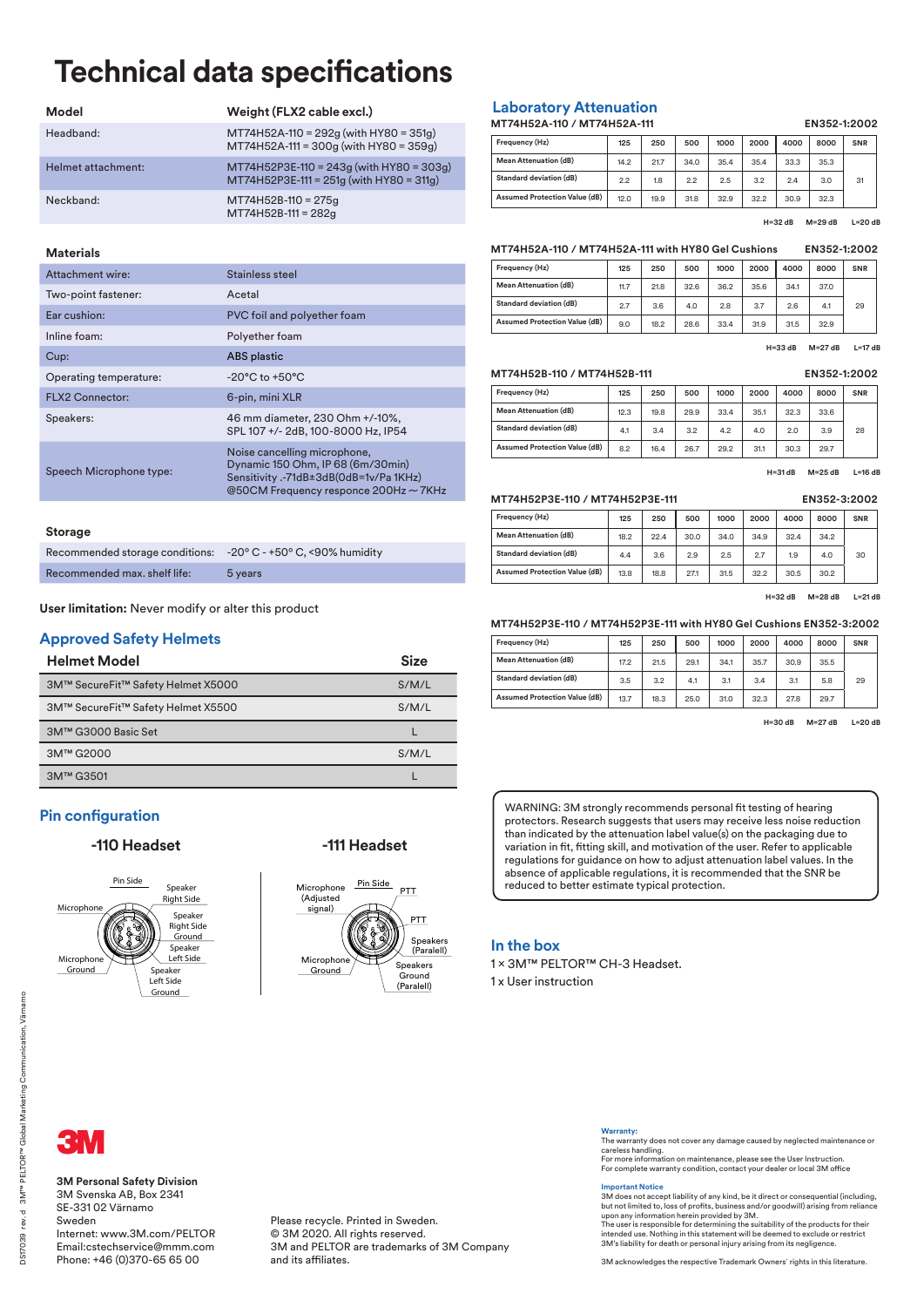# Technical data specifications

| Model | Weight (FLX2 cable excl.) |
|---|---|
| Headband: | MT74H52A-110 = 292g (with HY80 = 351g)<br>MT74H52A-111 = 300g (with HY80 = 359g) |
| Helmet attachment: | MT74H52P3E-110 = 243g (with HY80 = 303g)<br>MT74H52P3E-111 = 251g (with HY80 = 311g) |
| Neckband: | MT74H52B-110 = 275g<br>MT74H52B-111 = 282g |

### Materials

| | |
|---|---|
| Attachment wire: | Stainless steel |
| Two-point fastener: | Acetal |
| Ear cushion: | PVC foil and polyether foam |
| Inline foam: | Polyether foam |
| Cup: | ABS plastic |
| Operating temperature: | -20°C to +50°C |
| FLX2 Connector: | 6-pin, mini XLR |
| Speakers: | 46 mm diameter, 230 Ohm +/-10%, SPL 107 +/- 2dB, 100-8000 Hz, IP54 |
| Speech Microphone type: | Noise cancelling microphone, Dynamic 150 Ohm, IP 68 (6m/30min) Sensitivity .-71dB±3dB(0dB=1v/Pa 1KHz) @50CM Frequency responce 200Hz ~ 7KHz |

### Storage

| | |
|---|---|
| Recommended storage conditions: | -20° C - +50° C, <90% humidity |
| Recommended max. shelf life: | 5 years |

**User limitation:** Never modify or alter this product

## Approved Safety Helmets

| Helmet Model | Size |
|---|---|
| 3M™ SecureFit™ Safety Helmet X5000 | S/M/L |
| 3M™ SecureFit™ Safety Helmet X5500 | S/M/L |
| 3M™ G3000 Basic Set | L |
| 3M™ G2000 | S/M/L |
| 3M™ G3501 | L |

## Pin configuration

### -110 Headset

Pin Side
Speaker Right Side
Microphone
Speaker Right Side Ground
Speaker Left Side
Microphone Ground
Speaker Left Side Ground

### -111 Headset

Microphone (Adjusted signal)
Pin Side
PTT
PTT
Speakers (Paralell)
Microphone Ground
Speakers Ground (Paralell)

## Laboratory Attenuation

**MT74H52A-110 / MT74H52A-111** EN352-1:2002

| Frequency (Hz) | 125 | 250 | 500 | 1000 | 2000 | 4000 | 8000 | SNR |
|---|---|---|---|---|---|---|---|---|
| Mean Attenuation (dB) | 14.2 | 21.7 | 34.0 | 35.4 | 35.4 | 33.3 | 35.3 | 31 |
| Standard deviation (dB) | 2.2 | 1.8 | 2.2 | 2.5 | 3.2 | 2.4 | 3.0 | |
| Assumed Protection Value (dB) | 12.0 | 19.9 | 31.8 | 32.9 | 32.2 | 30.9 | 32.3 | |

H=32 dB M=29 dB L=20 dB

**MT74H52A-110 / MT74H52A-111 with HY80 Gel Cushions** EN352-1:2002

| Frequency (Hz) | 125 | 250 | 500 | 1000 | 2000 | 4000 | 8000 | SNR |
|---|---|---|---|---|---|---|---|---|
| Mean Attenuation (dB) | 11.7 | 21.8 | 32.6 | 36.2 | 35.6 | 34.1 | 37.0 | 29 |
| Standard deviation (dB) | 2.7 | 3.6 | 4.0 | 2.8 | 3.7 | 2.6 | 4.1 | |
| Assumed Protection Value (dB) | 9.0 | 18.2 | 28.6 | 33.4 | 31.9 | 31.5 | 32.9 | |

H=33 dB M=27 dB L=17 dB

**MT74H52B-110 / MT74H52B-111** EN352-1:2002

| Frequency (Hz) | 125 | 250 | 500 | 1000 | 2000 | 4000 | 8000 | SNR |
|---|---|---|---|---|---|---|---|---|
| Mean Attenuation (dB) | 12.3 | 19.8 | 29.9 | 33.4 | 35.1 | 32.3 | 33.6 | 28 |
| Standard deviation (dB) | 4.1 | 3.4 | 3.2 | 4.2 | 4.0 | 2.0 | 3.9 | |
| Assumed Protection Value (dB) | 8.2 | 16.4 | 26.7 | 29.2 | 31.1 | 30.3 | 29.7 | |

H=31 dB M=25 dB L=16 dB

**MT74H52P3E-110 / MT74H52P3E-111** EN352-3:2002

| Frequency (Hz) | 125 | 250 | 500 | 1000 | 2000 | 4000 | 8000 | SNR |
|---|---|---|---|---|---|---|---|---|
| Mean Attenuation (dB) | 18.2 | 22.4 | 30.0 | 34.0 | 34.9 | 32.4 | 34.2 | 30 |
| Standard deviation (dB) | 4.4 | 3.6 | 2.9 | 2.5 | 2.7 | 1.9 | 4.0 | |
| Assumed Protection Value (dB) | 13.8 | 18.8 | 27.1 | 31.5 | 32.2 | 30.5 | 30.2 | |

H=32 dB M=28 dB L=21 dB

**MT74H52P3E-110 / MT74H52P3E-111 with HY80 Gel Cushions EN352-3:2002**

| Frequency (Hz) | 125 | 250 | 500 | 1000 | 2000 | 4000 | 8000 | SNR |
|---|---|---|---|---|---|---|---|---|
| Mean Attenuation (dB) | 17.2 | 21.5 | 29.1 | 34.1 | 35.7 | 30.9 | 35.5 | 29 |
| Standard deviation (dB) | 3.5 | 3.2 | 4.1 | 3.1 | 3.4 | 3.1 | 5.8 | |
| Assumed Protection Value (dB) | 13.7 | 18.3 | 25.0 | 31.0 | 32.3 | 27.8 | 29.7 | |

H=30 dB M=27 dB L=20 dB

WARNING: 3M strongly recommends personal fit testing of hearing protectors. Research suggests that users may receive less noise reduction than indicated by the attenuation label value(s) on the packaging due to variation in fit, fitting skill, and motivation of the user. Refer to applicable regulations for guidance on how to adjust attenuation label values. In the absence of applicable regulations, it is recommended that the SNR be reduced to better estimate typical protection.

## In the box

1 × 3M™ PELTOR™ CH-3 Headset.
1 x User instruction

3M

**3M Personal Safety Division**
3M Svenska AB, Box 2341
SE-331 02 Värnamo
Sweden
Internet: www.3M.com/PELTOR
Email:cstechservice@mmm.com
Phone: +46 (0)370-65 65 00

Please recycle. Printed in Sweden.
© 3M 2020. All rights reserved.
3M and PELTOR are trademarks of 3M Company and its affiliates.

**Warranty:**
The warranty does not cover any damage caused by neglected maintenance or careless handling.
For more information on maintenance, please see the User Instruction.
For complete warranty condition, contact your dealer or local 3M office

**Important Notice**
3M does not accept liability of any kind, be it direct or consequential (including, but not limited to, loss of profits, business and/or goodwill) arising from reliance upon any information herein provided by 3M.
The user is responsible for determining the suitability of the products for their intended use. Nothing in this statement will be deemed to exclude or restrict 3M's liability for death or personal injury arising from its negligence.

3M acknowledges the respective Trademark Owners' rights in this literature.

DS17039 rev. d 3M™ PELTOR™ Global Marketing Communication, Värnamo